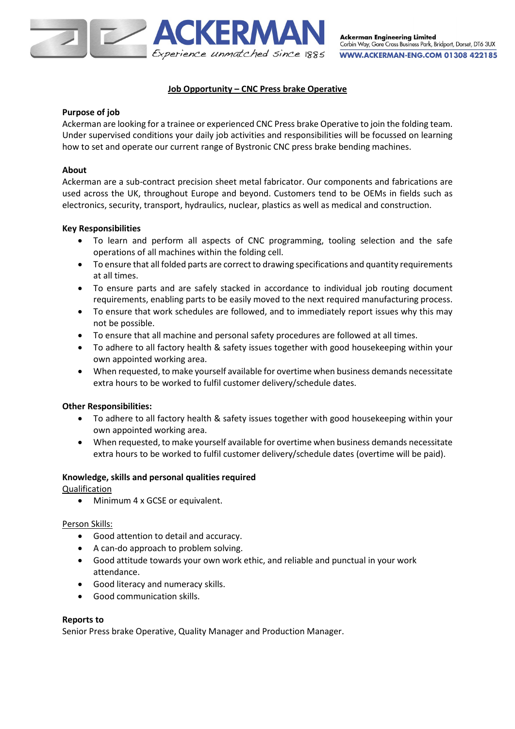**ACKERMAN**
*Experience unmatched since 1885*

**Ackerman Engineering Limited**
Corbin Way, Gore Cross Business Park, Bridport, Dorset, DT6 3UX
**WWW.ACKERMAN-ENG.COM 01308 422185**

# Job Opportunity – CNC Press brake Operative

## Purpose of job

Ackerman are looking for a trainee or experienced CNC Press brake Operative to join the folding team. Under supervised conditions your daily job activities and responsibilities will be focussed on learning how to set and operate our current range of Bystronic CNC press brake bending machines.

## About

Ackerman are a sub-contract precision sheet metal fabricator. Our components and fabrications are used across the UK, throughout Europe and beyond. Customers tend to be OEMs in fields such as electronics, security, transport, hydraulics, nuclear, plastics as well as medical and construction.

## Key Responsibilities

- To learn and perform all aspects of CNC programming, tooling selection and the safe operations of all machines within the folding cell.
- To ensure that all folded parts are correct to drawing specifications and quantity requirements at all times.
- To ensure parts and are safely stacked in accordance to individual job routing document requirements, enabling parts to be easily moved to the next required manufacturing process.
- To ensure that work schedules are followed, and to immediately report issues why this may not be possible.
- To ensure that all machine and personal safety procedures are followed at all times.
- To adhere to all factory health & safety issues together with good housekeeping within your own appointed working area.
- When requested, to make yourself available for overtime when business demands necessitate extra hours to be worked to fulfil customer delivery/schedule dates.

## Other Responsibilities:

- To adhere to all factory health & safety issues together with good housekeeping within your own appointed working area.
- When requested, to make yourself available for overtime when business demands necessitate extra hours to be worked to fulfil customer delivery/schedule dates (overtime will be paid).

## Knowledge, skills and personal qualities required

Qualification

- Minimum 4 x GCSE or equivalent.

Person Skills:

- Good attention to detail and accuracy.
- A can-do approach to problem solving.
- Good attitude towards your own work ethic, and reliable and punctual in your work attendance.
- Good literacy and numeracy skills.
- Good communication skills.

## Reports to

Senior Press brake Operative, Quality Manager and Production Manager.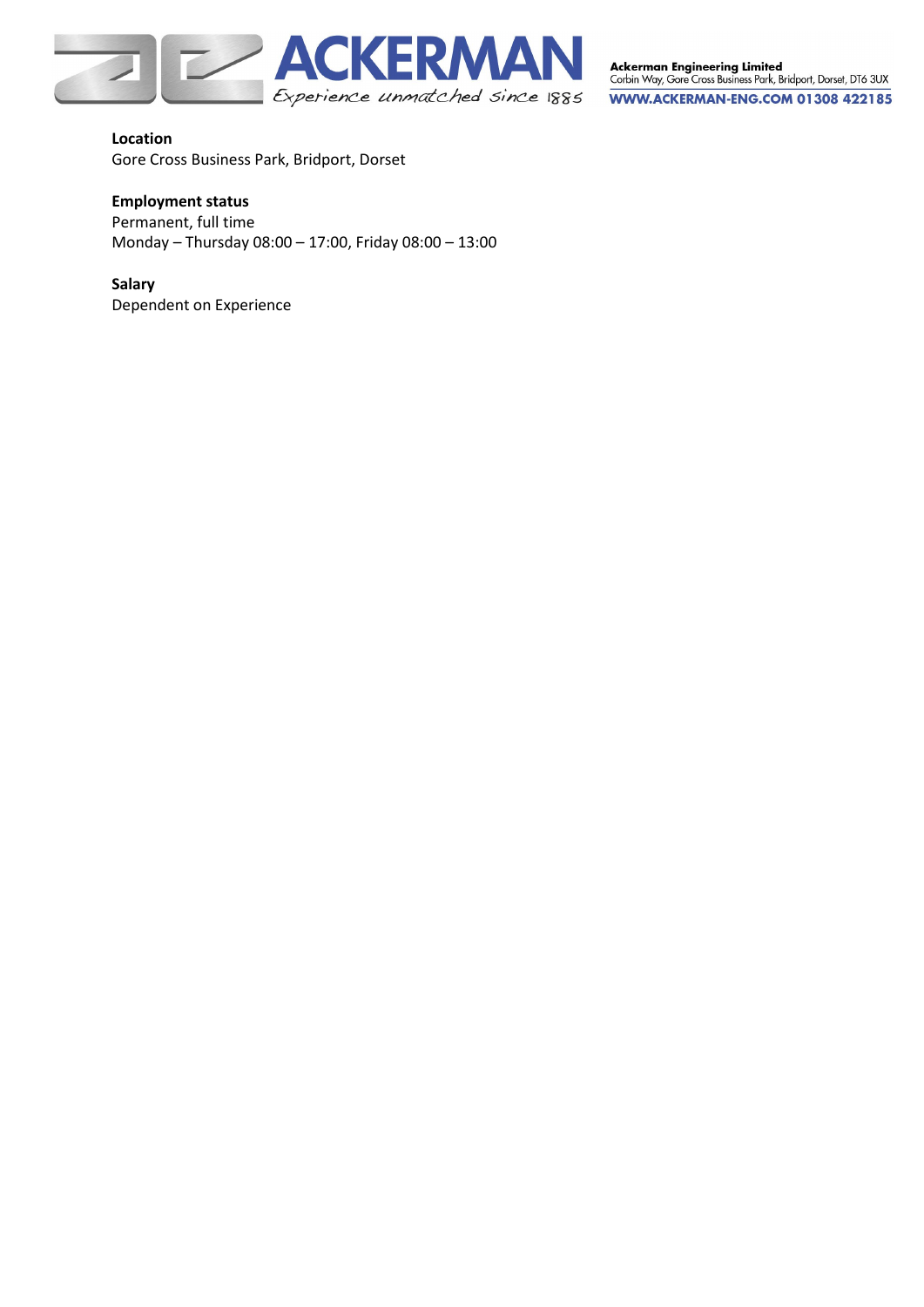**Location**
Gore Cross Business Park, Bridport, Dorset

**Employment status**
Permanent, full time
Monday – Thursday 08:00 – 17:00, Friday 08:00 – 13:00

**Salary**
Dependent on Experience